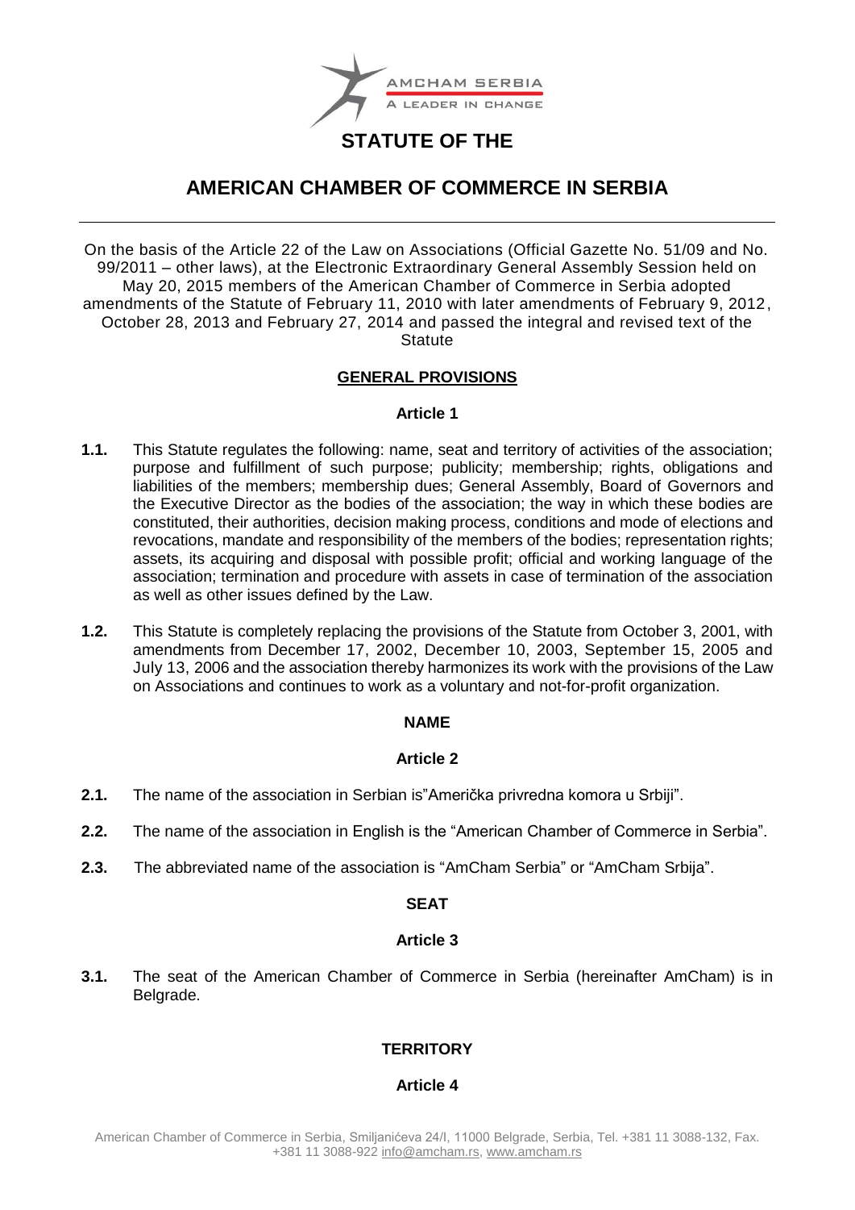# STATUTE OF THE

# AMERICAN CHAMBER OF COMMERCE IN SERBIA

---

On the basis of the Article 22 of the Law on Associations (Official Gazette No. 51/09 and No. 99/2011 – other laws), at the Electronic Extraordinary General Assembly Session held on May 20, 2015 members of the American Chamber of Commerce in Serbia adopted amendments of the Statute of February 11, 2010 with later amendments of February 9, 2012, October 28, 2013 and February 27, 2014 and passed the integral and revised text of the Statute

## GENERAL PROVISIONS

### Article 1

**1.1.** This Statute regulates the following: name, seat and territory of activities of the association; purpose and fulfillment of such purpose; publicity; membership; rights, obligations and liabilities of the members; membership dues; General Assembly, Board of Governors and the Executive Director as the bodies of the association; the way in which these bodies are constituted, their authorities, decision making process, conditions and mode of elections and revocations, mandate and responsibility of the members of the bodies; representation rights; assets, its acquiring and disposal with possible profit; official and working language of the association; termination and procedure with assets in case of termination of the association as well as other issues defined by the Law.

**1.2.** This Statute is completely replacing the provisions of the Statute from October 3, 2001, with amendments from December 17, 2002, December 10, 2003, September 15, 2005 and July 13, 2006 and the association thereby harmonizes its work with the provisions of the Law on Associations and continues to work as a voluntary and not-for-profit organization.

## NAME

### Article 2

**2.1.** The name of the association in Serbian is"Američka privredna komora u Srbiji".

**2.2.** The name of the association in English is the "American Chamber of Commerce in Serbia".

**2.3.** The abbreviated name of the association is "AmCham Serbia" or "AmCham Srbija".

## SEAT

### Article 3

**3.1.** The seat of the American Chamber of Commerce in Serbia (hereinafter AmCham) is in Belgrade.

## TERRITORY

### Article 4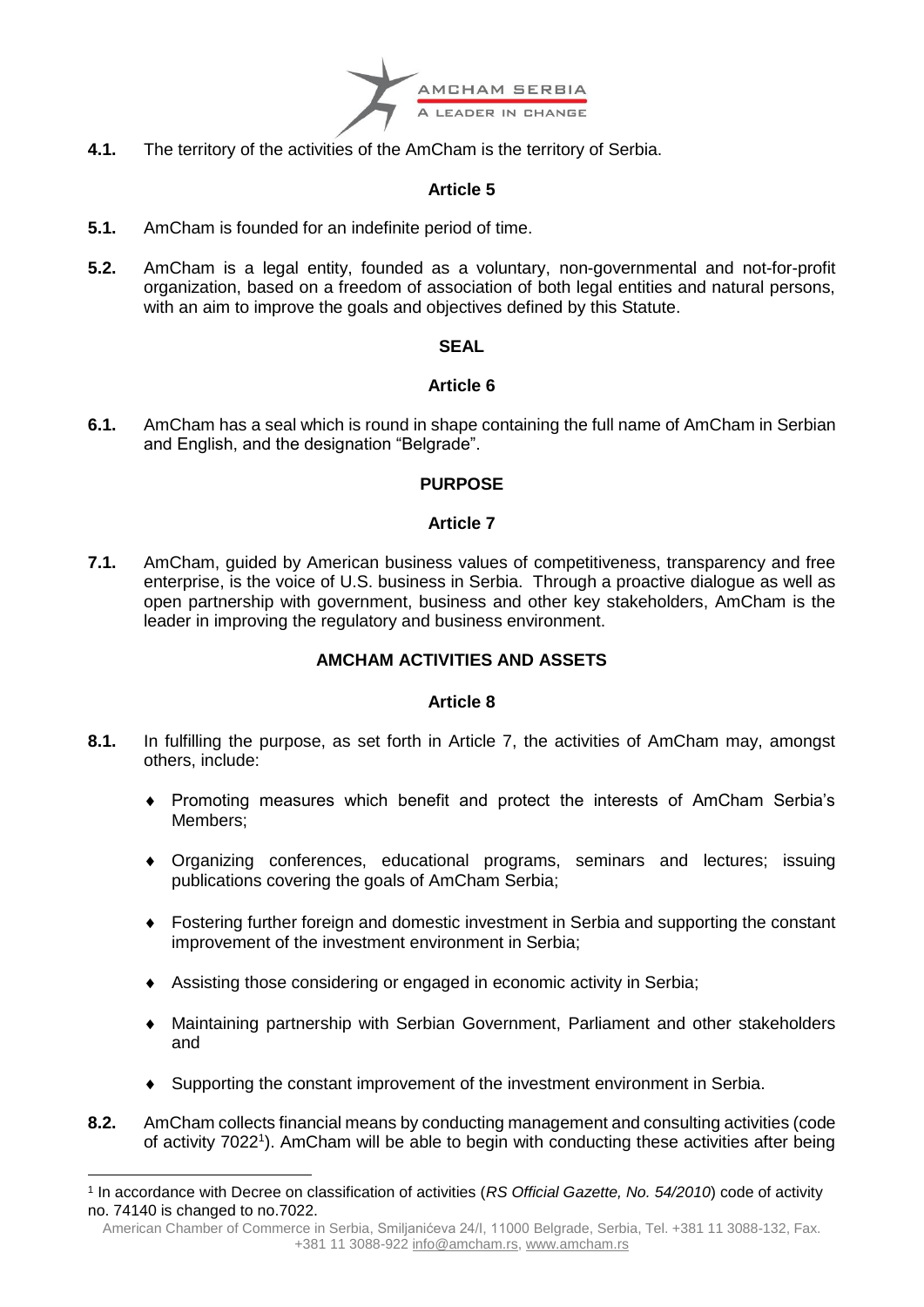**4.1.** The territory of the activities of the AmCham is the territory of Serbia.

### Article 5

**5.1.** AmCham is founded for an indefinite period of time.

**5.2.** AmCham is a legal entity, founded as a voluntary, non-governmental and not-for-profit organization, based on a freedom of association of both legal entities and natural persons, with an aim to improve the goals and objectives defined by this Statute.

## SEAL

### Article 6

**6.1.** AmCham has a seal which is round in shape containing the full name of AmCham in Serbian and English, and the designation "Belgrade".

## PURPOSE

### Article 7

**7.1.** AmCham, guided by American business values of competitiveness, transparency and free enterprise, is the voice of U.S. business in Serbia. Through a proactive dialogue as well as open partnership with government, business and other key stakeholders, AmCham is the leader in improving the regulatory and business environment.

## AMCHAM ACTIVITIES AND ASSETS

### Article 8

**8.1.** In fulfilling the purpose, as set forth in Article 7, the activities of AmCham may, amongst others, include:

- Promoting measures which benefit and protect the interests of AmCham Serbia's Members;
- Organizing conferences, educational programs, seminars and lectures; issuing publications covering the goals of AmCham Serbia;
- Fostering further foreign and domestic investment in Serbia and supporting the constant improvement of the investment environment in Serbia;
- Assisting those considering or engaged in economic activity in Serbia;
- Maintaining partnership with Serbian Government, Parliament and other stakeholders and
- Supporting the constant improvement of the investment environment in Serbia.

**8.2.** AmCham collects financial means by conducting management and consulting activities (code of activity 7022[1]). AmCham will be able to begin with conducting these activities after being

[1] In accordance with Decree on classification of activities (*RS Official Gazette, No. 54/2010*) code of activity no. 74140 is changed to no.7022.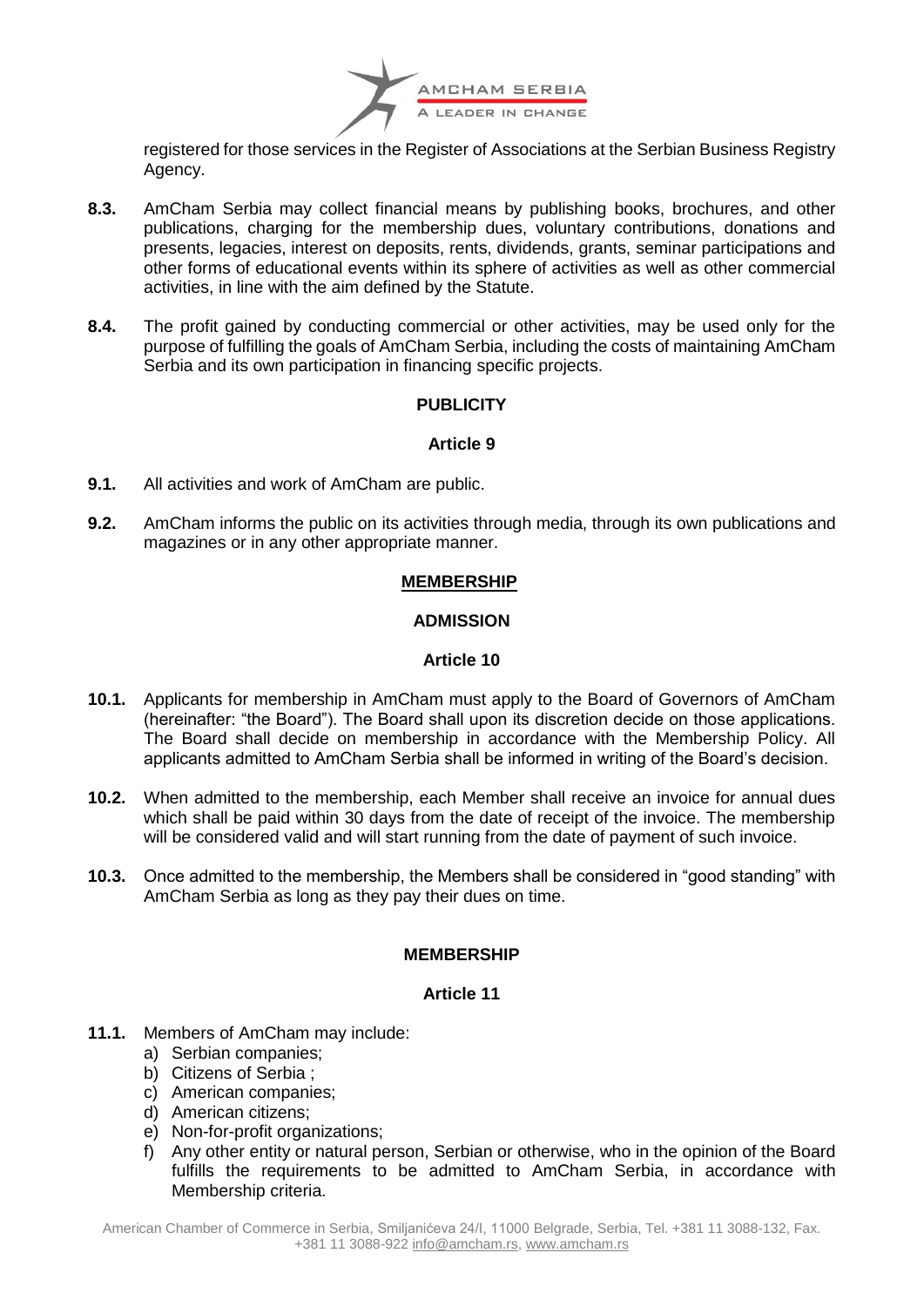registered for those services in the Register of Associations at the Serbian Business Registry Agency.

**8.3.** AmCham Serbia may collect financial means by publishing books, brochures, and other publications, charging for the membership dues, voluntary contributions, donations and presents, legacies, interest on deposits, rents, dividends, grants, seminar participations and other forms of educational events within its sphere of activities as well as other commercial activities, in line with the aim defined by the Statute.

**8.4.** The profit gained by conducting commercial or other activities, may be used only for the purpose of fulfilling the goals of AmCham Serbia, including the costs of maintaining AmCham Serbia and its own participation in financing specific projects.

**PUBLICITY**

**Article 9**

**9.1.** All activities and work of AmCham are public.

**9.2.** AmCham informs the public on its activities through media, through its own publications and magazines or in any other appropriate manner.

## MEMBERSHIP

**ADMISSION**

**Article 10**

**10.1.** Applicants for membership in AmCham must apply to the Board of Governors of AmCham (hereinafter: "the Board"). The Board shall upon its discretion decide on those applications. The Board shall decide on membership in accordance with the Membership Policy. All applicants admitted to AmCham Serbia shall be informed in writing of the Board's decision.

**10.2.** When admitted to the membership, each Member shall receive an invoice for annual dues which shall be paid within 30 days from the date of receipt of the invoice. The membership will be considered valid and will start running from the date of payment of such invoice.

**10.3.** Once admitted to the membership, the Members shall be considered in "good standing" with AmCham Serbia as long as they pay their dues on time.

**MEMBERSHIP**

**Article 11**

**11.1.** Members of AmCham may include:

a) Serbian companies;
b) Citizens of Serbia ;
c) American companies;
d) American citizens;
e) Non-for-profit organizations;
f) Any other entity or natural person, Serbian or otherwise, who in the opinion of the Board fulfills the requirements to be admitted to AmCham Serbia, in accordance with Membership criteria.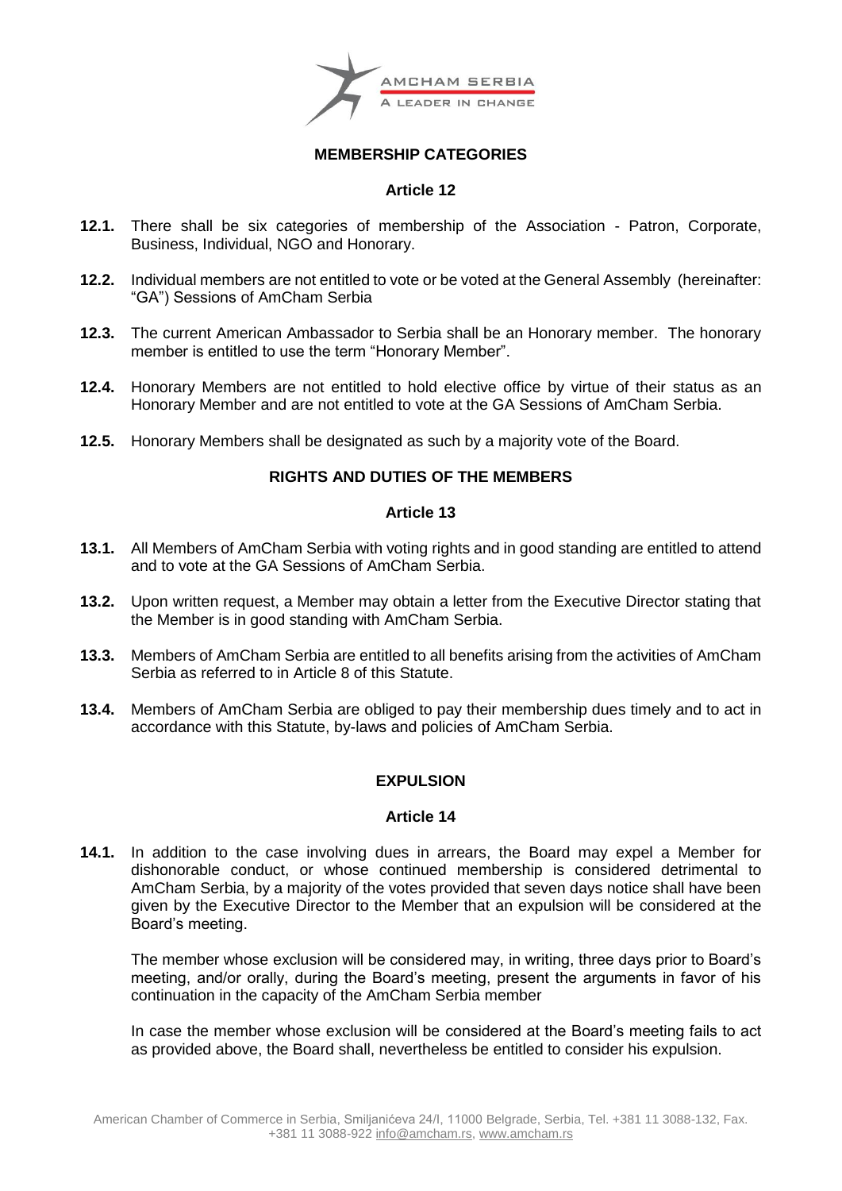## MEMBERSHIP CATEGORIES

### Article 12

**12.1.** There shall be six categories of membership of the Association - Patron, Corporate, Business, Individual, NGO and Honorary.

**12.2.** Individual members are not entitled to vote or be voted at the General Assembly (hereinafter: "GA") Sessions of AmCham Serbia

**12.3.** The current American Ambassador to Serbia shall be an Honorary member. The honorary member is entitled to use the term "Honorary Member".

**12.4.** Honorary Members are not entitled to hold elective office by virtue of their status as an Honorary Member and are not entitled to vote at the GA Sessions of AmCham Serbia.

**12.5.** Honorary Members shall be designated as such by a majority vote of the Board.

## RIGHTS AND DUTIES OF THE MEMBERS

### Article 13

**13.1.** All Members of AmCham Serbia with voting rights and in good standing are entitled to attend and to vote at the GA Sessions of AmCham Serbia.

**13.2.** Upon written request, a Member may obtain a letter from the Executive Director stating that the Member is in good standing with AmCham Serbia.

**13.3.** Members of AmCham Serbia are entitled to all benefits arising from the activities of AmCham Serbia as referred to in Article 8 of this Statute.

**13.4.** Members of AmCham Serbia are obliged to pay their membership dues timely and to act in accordance with this Statute, by-laws and policies of AmCham Serbia.

## EXPULSION

### Article 14

**14.1.** In addition to the case involving dues in arrears, the Board may expel a Member for dishonorable conduct, or whose continued membership is considered detrimental to AmCham Serbia, by a majority of the votes provided that seven days notice shall have been given by the Executive Director to the Member that an expulsion will be considered at the Board's meeting.

The member whose exclusion will be considered may, in writing, three days prior to Board's meeting, and/or orally, during the Board's meeting, present the arguments in favor of his continuation in the capacity of the AmCham Serbia member

In case the member whose exclusion will be considered at the Board's meeting fails to act as provided above, the Board shall, nevertheless be entitled to consider his expulsion.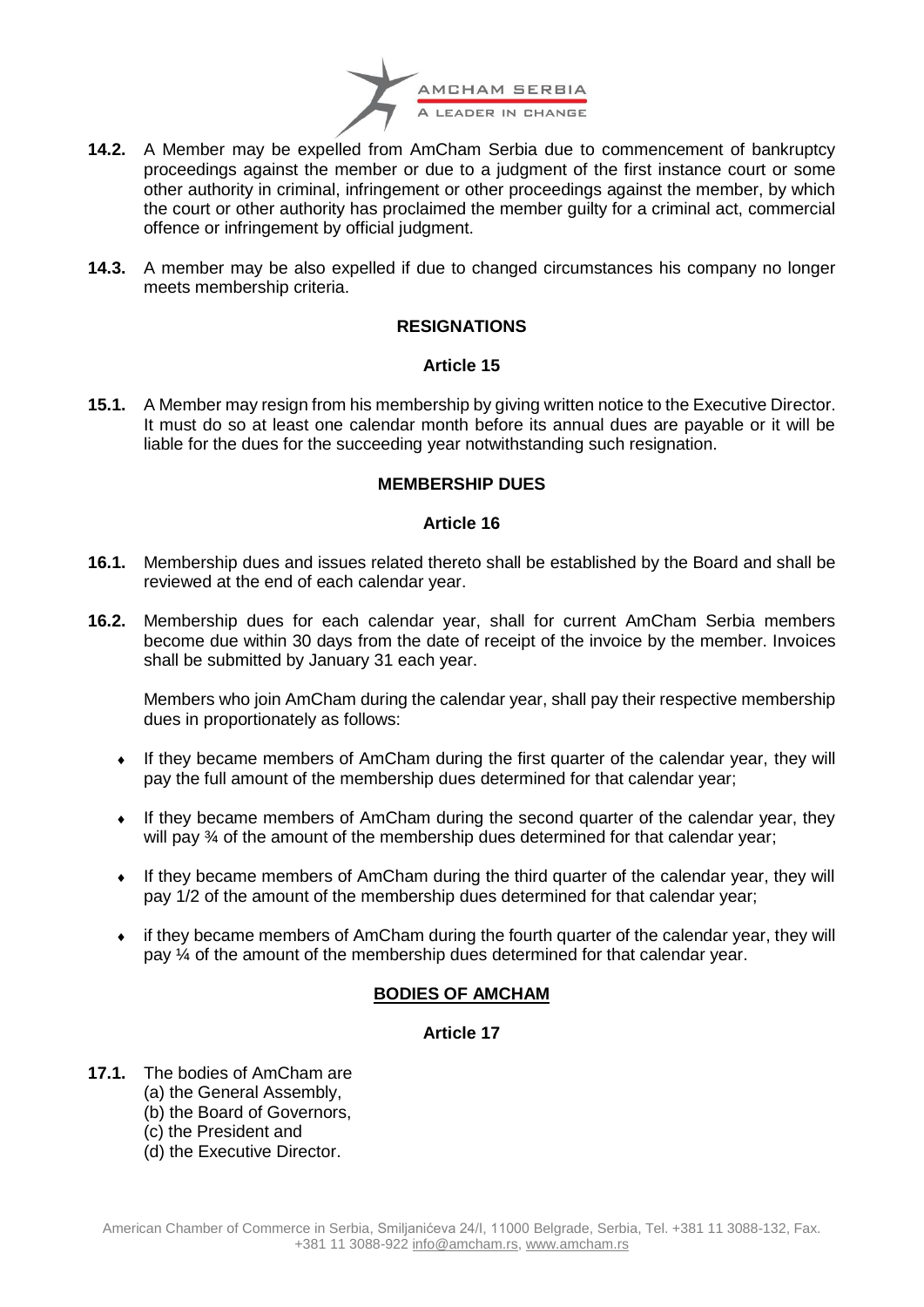**14.2.** A Member may be expelled from AmCham Serbia due to commencement of bankruptcy proceedings against the member or due to a judgment of the first instance court or some other authority in criminal, infringement or other proceedings against the member, by which the court or other authority has proclaimed the member guilty for a criminal act, commercial offence or infringement by official judgment.

**14.3.** A member may be also expelled if due to changed circumstances his company no longer meets membership criteria.

**RESIGNATIONS**

**Article 15**

**15.1.** A Member may resign from his membership by giving written notice to the Executive Director. It must do so at least one calendar month before its annual dues are payable or it will be liable for the dues for the succeeding year notwithstanding such resignation.

**MEMBERSHIP DUES**

**Article 16**

**16.1.** Membership dues and issues related thereto shall be established by the Board and shall be reviewed at the end of each calendar year.

**16.2.** Membership dues for each calendar year, shall for current AmCham Serbia members become due within 30 days from the date of receipt of the invoice by the member. Invoices shall be submitted by January 31 each year.

Members who join AmCham during the calendar year, shall pay their respective membership dues in proportionately as follows:

- If they became members of AmCham during the first quarter of the calendar year, they will pay the full amount of the membership dues determined for that calendar year;
- If they became members of AmCham during the second quarter of the calendar year, they will pay ¾ of the amount of the membership dues determined for that calendar year;
- If they became members of AmCham during the third quarter of the calendar year, they will pay 1/2 of the amount of the membership dues determined for that calendar year;
- if they became members of AmCham during the fourth quarter of the calendar year, they will pay ¼ of the amount of the membership dues determined for that calendar year.

**BODIES OF AMCHAM**

**Article 17**

**17.1.** The bodies of AmCham are
(a) the General Assembly,
(b) the Board of Governors,
(c) the President and
(d) the Executive Director.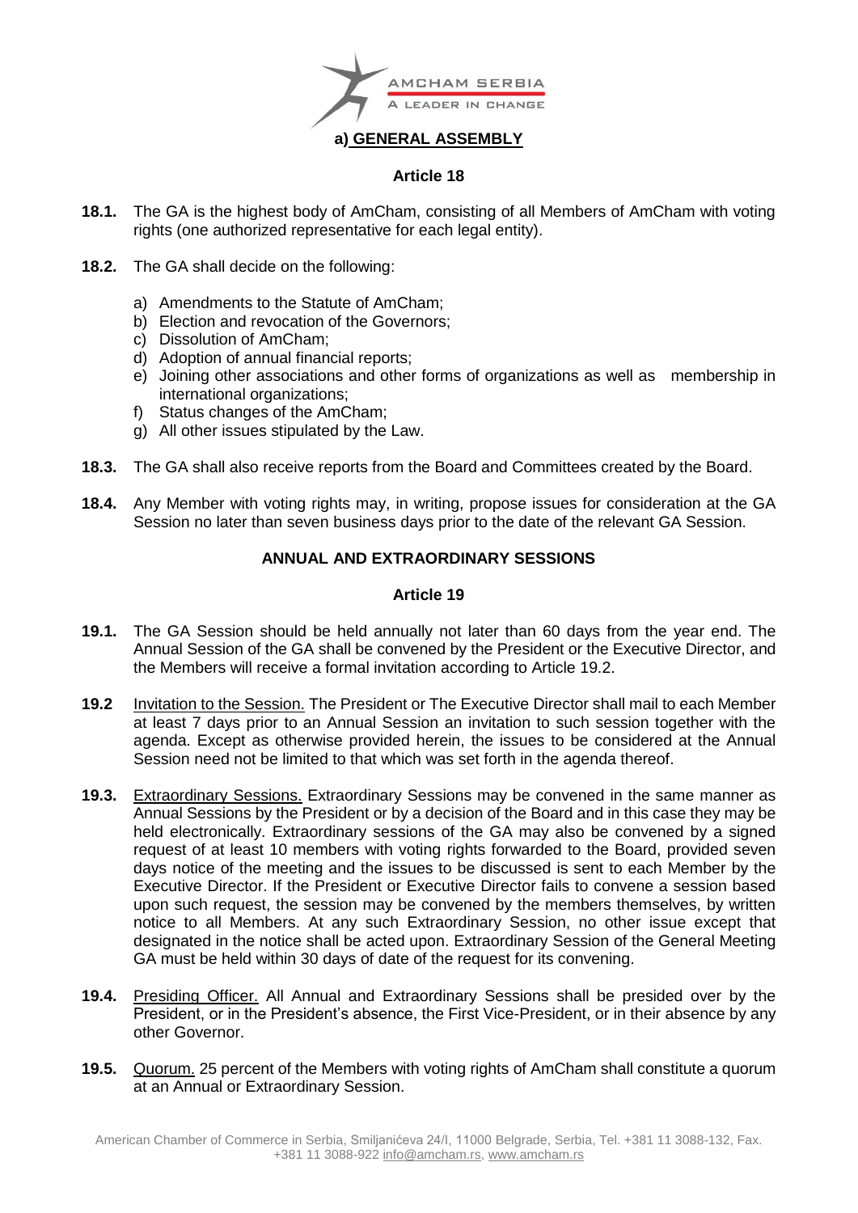## a) GENERAL ASSEMBLY

### Article 18

**18.1.** The GA is the highest body of AmCham, consisting of all Members of AmCham with voting rights (one authorized representative for each legal entity).

**18.2.** The GA shall decide on the following:

a) Amendments to the Statute of AmCham;
b) Election and revocation of the Governors;
c) Dissolution of AmCham;
d) Adoption of annual financial reports;
e) Joining other associations and other forms of organizations as well as membership in international organizations;
f) Status changes of the AmCham;
g) All other issues stipulated by the Law.

**18.3.** The GA shall also receive reports from the Board and Committees created by the Board.

**18.4.** Any Member with voting rights may, in writing, propose issues for consideration at the GA Session no later than seven business days prior to the date of the relevant GA Session.

### ANNUAL AND EXTRAORDINARY SESSIONS

### Article 19

**19.1.** The GA Session should be held annually not later than 60 days from the year end. The Annual Session of the GA shall be convened by the President or the Executive Director, and the Members will receive a formal invitation according to Article 19.2.

**19.2** Invitation to the Session. The President or The Executive Director shall mail to each Member at least 7 days prior to an Annual Session an invitation to such session together with the agenda. Except as otherwise provided herein, the issues to be considered at the Annual Session need not be limited to that which was set forth in the agenda thereof.

**19.3.** Extraordinary Sessions. Extraordinary Sessions may be convened in the same manner as Annual Sessions by the President or by a decision of the Board and in this case they may be held electronically. Extraordinary sessions of the GA may also be convened by a signed request of at least 10 members with voting rights forwarded to the Board, provided seven days notice of the meeting and the issues to be discussed is sent to each Member by the Executive Director. If the President or Executive Director fails to convene a session based upon such request, the session may be convened by the members themselves, by written notice to all Members. At any such Extraordinary Session, no other issue except that designated in the notice shall be acted upon. Extraordinary Session of the General Meeting GA must be held within 30 days of date of the request for its convening.

**19.4.** Presiding Officer. All Annual and Extraordinary Sessions shall be presided over by the President, or in the President's absence, the First Vice-President, or in their absence by any other Governor.

**19.5.** Quorum. 25 percent of the Members with voting rights of AmCham shall constitute a quorum at an Annual or Extraordinary Session.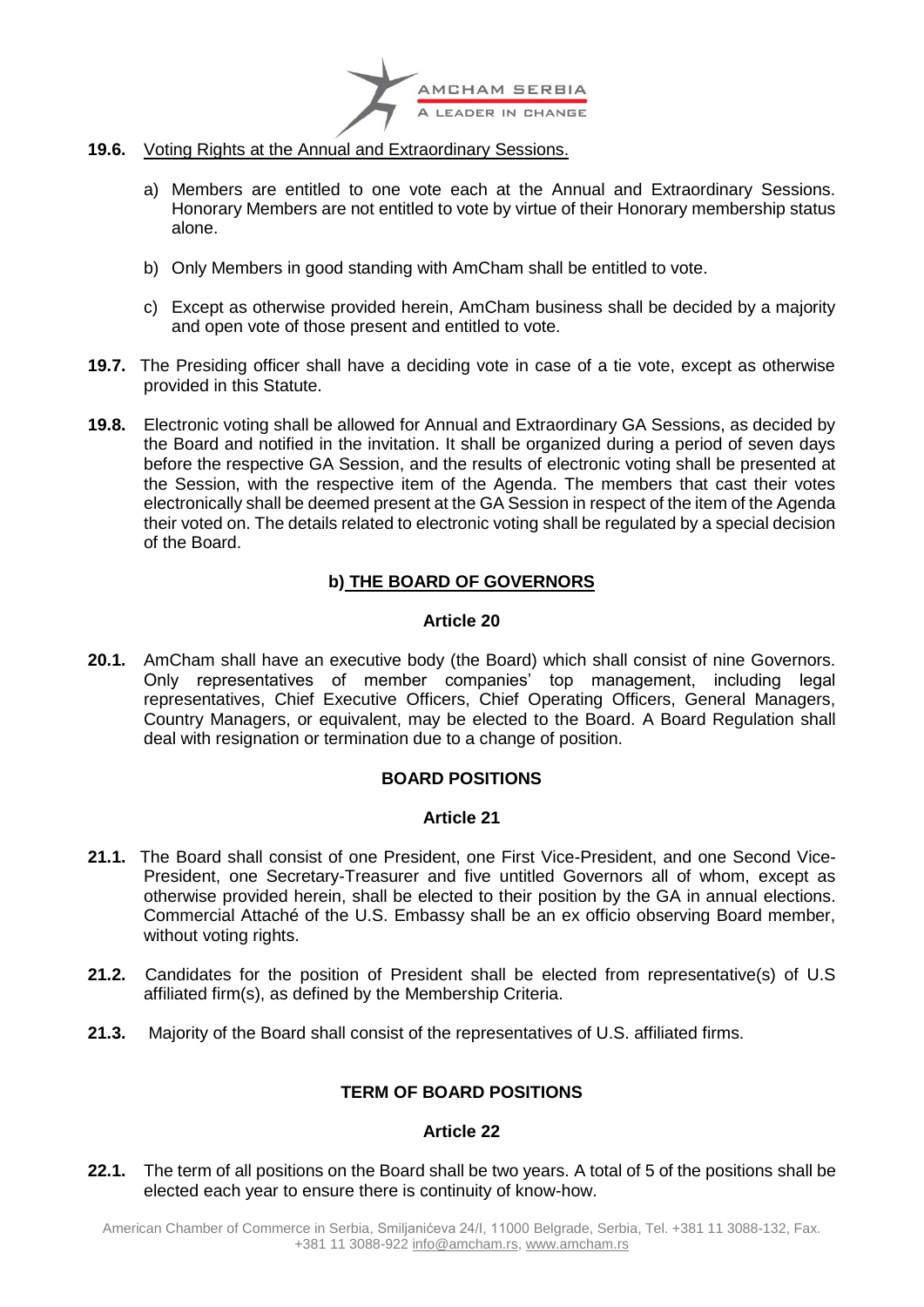**19.6.** Voting Rights at the Annual and Extraordinary Sessions.

a) Members are entitled to one vote each at the Annual and Extraordinary Sessions. Honorary Members are not entitled to vote by virtue of their Honorary membership status alone.

b) Only Members in good standing with AmCham shall be entitled to vote.

c) Except as otherwise provided herein, AmCham business shall be decided by a majority and open vote of those present and entitled to vote.

**19.7.** The Presiding officer shall have a deciding vote in case of a tie vote, except as otherwise provided in this Statute.

**19.8.** Electronic voting shall be allowed for Annual and Extraordinary GA Sessions, as decided by the Board and notified in the invitation. It shall be organized during a period of seven days before the respective GA Session, and the results of electronic voting shall be presented at the Session, with the respective item of the Agenda. The members that cast their votes electronically shall be deemed present at the GA Session in respect of the item of the Agenda their voted on. The details related to electronic voting shall be regulated by a special decision of the Board.

## b) THE BOARD OF GOVERNORS

### Article 20

**20.1.** AmCham shall have an executive body (the Board) which shall consist of nine Governors. Only representatives of member companies' top management, including legal representatives, Chief Executive Officers, Chief Operating Officers, General Managers, Country Managers, or equivalent, may be elected to the Board. A Board Regulation shall deal with resignation or termination due to a change of position.

## BOARD POSITIONS

### Article 21

**21.1.** The Board shall consist of one President, one First Vice-President, and one Second Vice-President, one Secretary-Treasurer and five untitled Governors all of whom, except as otherwise provided herein, shall be elected to their position by the GA in annual elections. Commercial Attaché of the U.S. Embassy shall be an ex officio observing Board member, without voting rights.

**21.2.** Candidates for the position of President shall be elected from representative(s) of U.S affiliated firm(s), as defined by the Membership Criteria.

**21.3.** Majority of the Board shall consist of the representatives of U.S. affiliated firms.

## TERM OF BOARD POSITIONS

### Article 22

**22.1.** The term of all positions on the Board shall be two years. A total of 5 of the positions shall be elected each year to ensure there is continuity of know-how.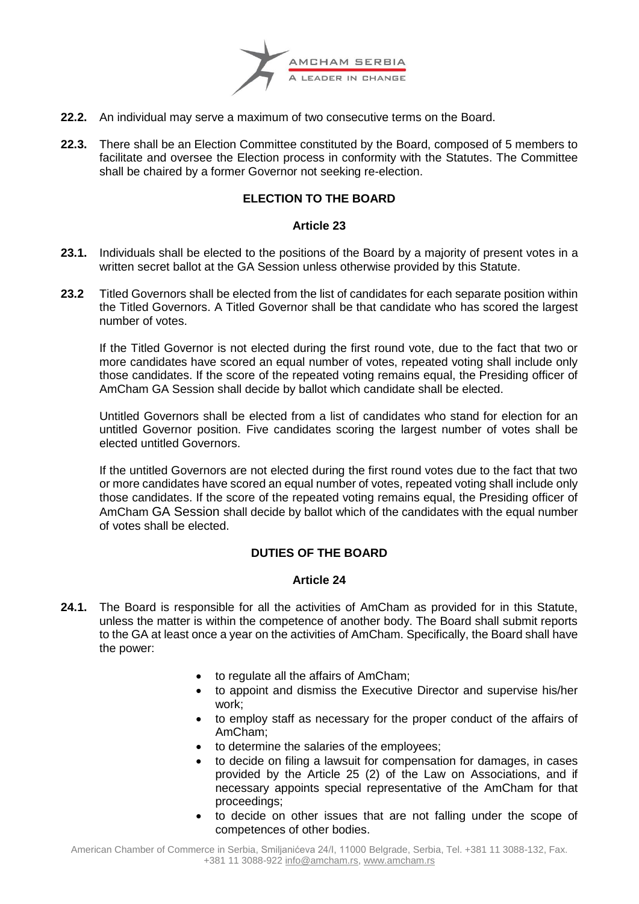**22.2.** An individual may serve a maximum of two consecutive terms on the Board.

**22.3.** There shall be an Election Committee constituted by the Board, composed of 5 members to facilitate and oversee the Election process in conformity with the Statutes. The Committee shall be chaired by a former Governor not seeking re-election.

## ELECTION TO THE BOARD

### Article 23

**23.1.** Individuals shall be elected to the positions of the Board by a majority of present votes in a written secret ballot at the GA Session unless otherwise provided by this Statute.

**23.2** Titled Governors shall be elected from the list of candidates for each separate position within the Titled Governors. A Titled Governor shall be that candidate who has scored the largest number of votes.

If the Titled Governor is not elected during the first round vote, due to the fact that two or more candidates have scored an equal number of votes, repeated voting shall include only those candidates. If the score of the repeated voting remains equal, the Presiding officer of AmCham GA Session shall decide by ballot which candidate shall be elected.

Untitled Governors shall be elected from a list of candidates who stand for election for an untitled Governor position. Five candidates scoring the largest number of votes shall be elected untitled Governors.

If the untitled Governors are not elected during the first round votes due to the fact that two or more candidates have scored an equal number of votes, repeated voting shall include only those candidates. If the score of the repeated voting remains equal, the Presiding officer of AmCham GA Session shall decide by ballot which of the candidates with the equal number of votes shall be elected.

## DUTIES OF THE BOARD

### Article 24

**24.1.** The Board is responsible for all the activities of AmCham as provided for in this Statute, unless the matter is within the competence of another body. The Board shall submit reports to the GA at least once a year on the activities of AmCham. Specifically, the Board shall have the power:

- to regulate all the affairs of AmCham;
- to appoint and dismiss the Executive Director and supervise his/her work;
- to employ staff as necessary for the proper conduct of the affairs of AmCham;
- to determine the salaries of the employees;
- to decide on filing a lawsuit for compensation for damages, in cases provided by the Article 25 (2) of the Law on Associations, and if necessary appoints special representative of the AmCham for that proceedings;
- to decide on other issues that are not falling under the scope of competences of other bodies.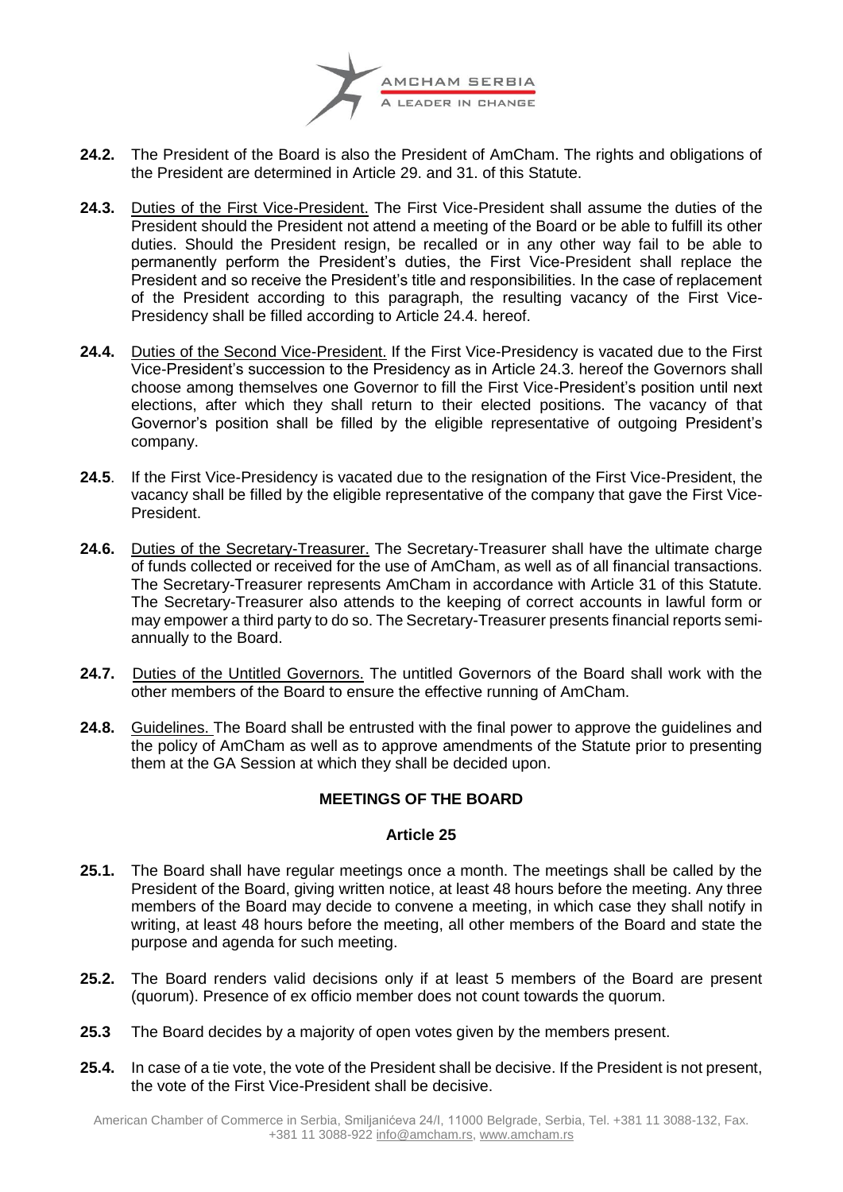**24.2.** The President of the Board is also the President of AmCham. The rights and obligations of the President are determined in Article 29. and 31. of this Statute.

**24.3.** Duties of the First Vice-President. The First Vice-President shall assume the duties of the President should the President not attend a meeting of the Board or be able to fulfill its other duties. Should the President resign, be recalled or in any other way fail to be able to permanently perform the President's duties, the First Vice-President shall replace the President and so receive the President's title and responsibilities. In the case of replacement of the President according to this paragraph, the resulting vacancy of the First Vice-Presidency shall be filled according to Article 24.4. hereof.

**24.4.** Duties of the Second Vice-President. If the First Vice-Presidency is vacated due to the First Vice-President's succession to the Presidency as in Article 24.3. hereof the Governors shall choose among themselves one Governor to fill the First Vice-President's position until next elections, after which they shall return to their elected positions. The vacancy of that Governor's position shall be filled by the eligible representative of outgoing President's company.

**24.5**. If the First Vice-Presidency is vacated due to the resignation of the First Vice-President, the vacancy shall be filled by the eligible representative of the company that gave the First Vice-President.

**24.6.** Duties of the Secretary-Treasurer. The Secretary-Treasurer shall have the ultimate charge of funds collected or received for the use of AmCham, as well as of all financial transactions. The Secretary-Treasurer represents AmCham in accordance with Article 31 of this Statute. The Secretary-Treasurer also attends to the keeping of correct accounts in lawful form or may empower a third party to do so. The Secretary-Treasurer presents financial reports semi-annually to the Board.

**24.7.** Duties of the Untitled Governors. The untitled Governors of the Board shall work with the other members of the Board to ensure the effective running of AmCham.

**24.8.** Guidelines. The Board shall be entrusted with the final power to approve the guidelines and the policy of AmCham as well as to approve amendments of the Statute prior to presenting them at the GA Session at which they shall be decided upon.

## MEETINGS OF THE BOARD

### Article 25

**25.1.** The Board shall have regular meetings once a month. The meetings shall be called by the President of the Board, giving written notice, at least 48 hours before the meeting. Any three members of the Board may decide to convene a meeting, in which case they shall notify in writing, at least 48 hours before the meeting, all other members of the Board and state the purpose and agenda for such meeting.

**25.2.** The Board renders valid decisions only if at least 5 members of the Board are present (quorum). Presence of ex officio member does not count towards the quorum.

**25.3** The Board decides by a majority of open votes given by the members present.

**25.4.** In case of a tie vote, the vote of the President shall be decisive. If the President is not present, the vote of the First Vice-President shall be decisive.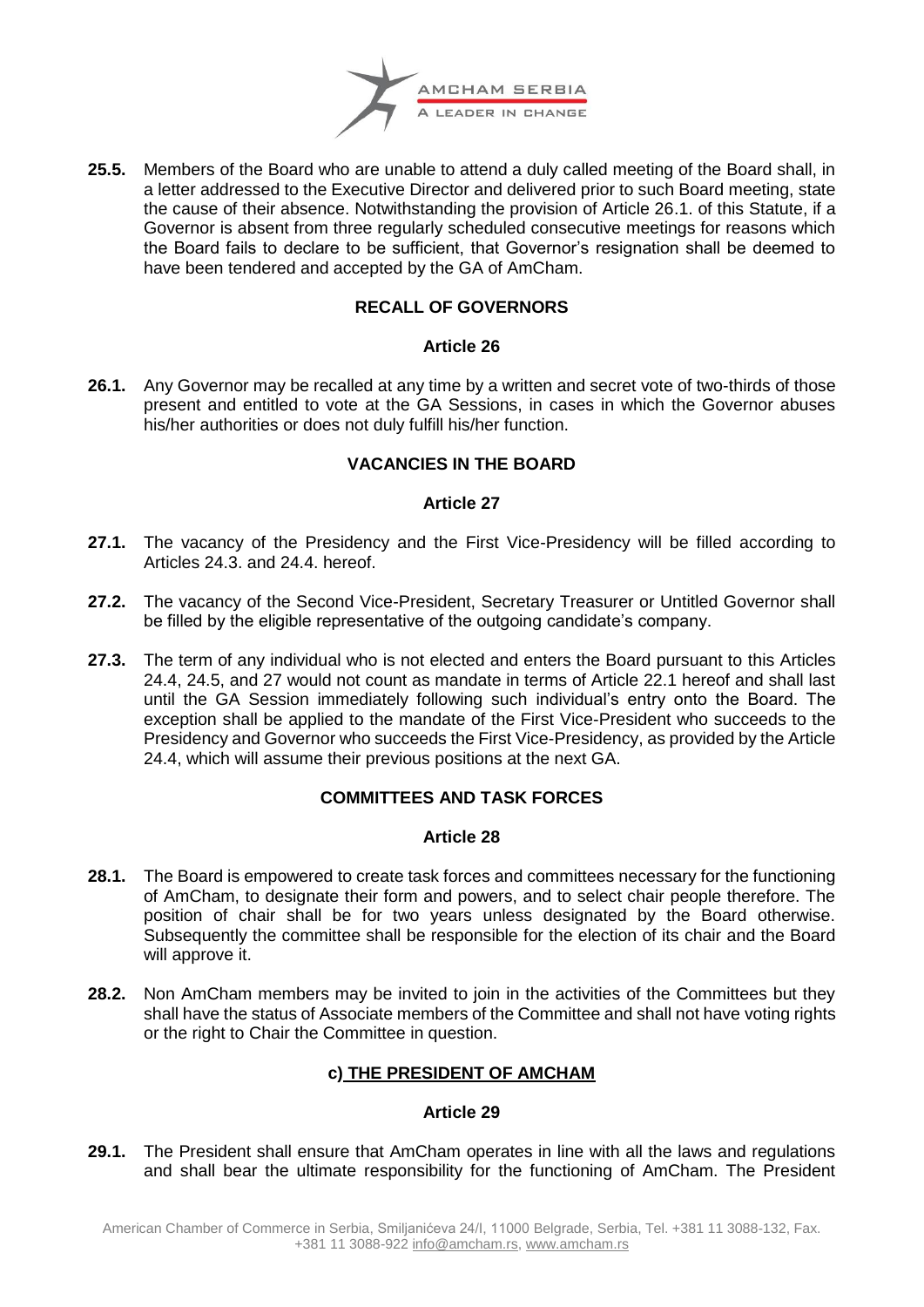**25.5.** Members of the Board who are unable to attend a duly called meeting of the Board shall, in a letter addressed to the Executive Director and delivered prior to such Board meeting, state the cause of their absence. Notwithstanding the provision of Article 26.1. of this Statute, if a Governor is absent from three regularly scheduled consecutive meetings for reasons which the Board fails to declare to be sufficient, that Governor's resignation shall be deemed to have been tendered and accepted by the GA of AmCham.

**RECALL OF GOVERNORS**

**Article 26**

**26.1.** Any Governor may be recalled at any time by a written and secret vote of two-thirds of those present and entitled to vote at the GA Sessions, in cases in which the Governor abuses his/her authorities or does not duly fulfill his/her function.

**VACANCIES IN THE BOARD**

**Article 27**

**27.1.** The vacancy of the Presidency and the First Vice-Presidency will be filled according to Articles 24.3. and 24.4. hereof.

**27.2.** The vacancy of the Second Vice-President, Secretary Treasurer or Untitled Governor shall be filled by the eligible representative of the outgoing candidate's company.

**27.3.** The term of any individual who is not elected and enters the Board pursuant to this Articles 24.4, 24.5, and 27 would not count as mandate in terms of Article 22.1 hereof and shall last until the GA Session immediately following such individual's entry onto the Board. The exception shall be applied to the mandate of the First Vice-President who succeeds to the Presidency and Governor who succeeds the First Vice-Presidency, as provided by the Article 24.4, which will assume their previous positions at the next GA.

**COMMITTEES AND TASK FORCES**

**Article 28**

**28.1.** The Board is empowered to create task forces and committees necessary for the functioning of AmCham, to designate their form and powers, and to select chair people therefore. The position of chair shall be for two years unless designated by the Board otherwise. Subsequently the committee shall be responsible for the election of its chair and the Board will approve it.

**28.2.** Non AmCham members may be invited to join in the activities of the Committees but they shall have the status of Associate members of the Committee and shall not have voting rights or the right to Chair the Committee in question.

**c) <u>THE PRESIDENT OF AMCHAM</u>**

**Article 29**

**29.1.** The President shall ensure that AmCham operates in line with all the laws and regulations and shall bear the ultimate responsibility for the functioning of AmCham. The President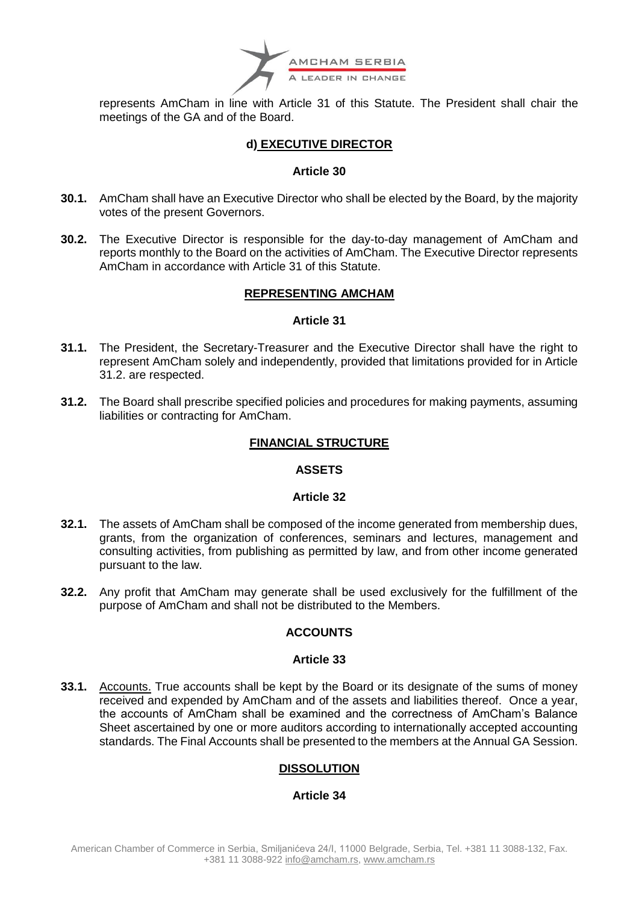represents AmCham in line with Article 31 of this Statute. The President shall chair the meetings of the GA and of the Board.

### d) EXECUTIVE DIRECTOR

#### Article 30

**30.1.** AmCham shall have an Executive Director who shall be elected by the Board, by the majority votes of the present Governors.

**30.2.** The Executive Director is responsible for the day-to-day management of AmCham and reports monthly to the Board on the activities of AmCham. The Executive Director represents AmCham in accordance with Article 31 of this Statute.

### REPRESENTING AMCHAM

#### Article 31

**31.1.** The President, the Secretary-Treasurer and the Executive Director shall have the right to represent AmCham solely and independently, provided that limitations provided for in Article 31.2. are respected.

**31.2.** The Board shall prescribe specified policies and procedures for making payments, assuming liabilities or contracting for AmCham.

## FINANCIAL STRUCTURE

### ASSETS

#### Article 32

**32.1.** The assets of AmCham shall be composed of the income generated from membership dues, grants, from the organization of conferences, seminars and lectures, management and consulting activities, from publishing as permitted by law, and from other income generated pursuant to the law.

**32.2.** Any profit that AmCham may generate shall be used exclusively for the fulfillment of the purpose of AmCham and shall not be distributed to the Members.

### ACCOUNTS

#### Article 33

**33.1.** Accounts. True accounts shall be kept by the Board or its designate of the sums of money received and expended by AmCham and of the assets and liabilities thereof. Once a year, the accounts of AmCham shall be examined and the correctness of AmCham's Balance Sheet ascertained by one or more auditors according to internationally accepted accounting standards. The Final Accounts shall be presented to the members at the Annual GA Session.

## DISSOLUTION

#### Article 34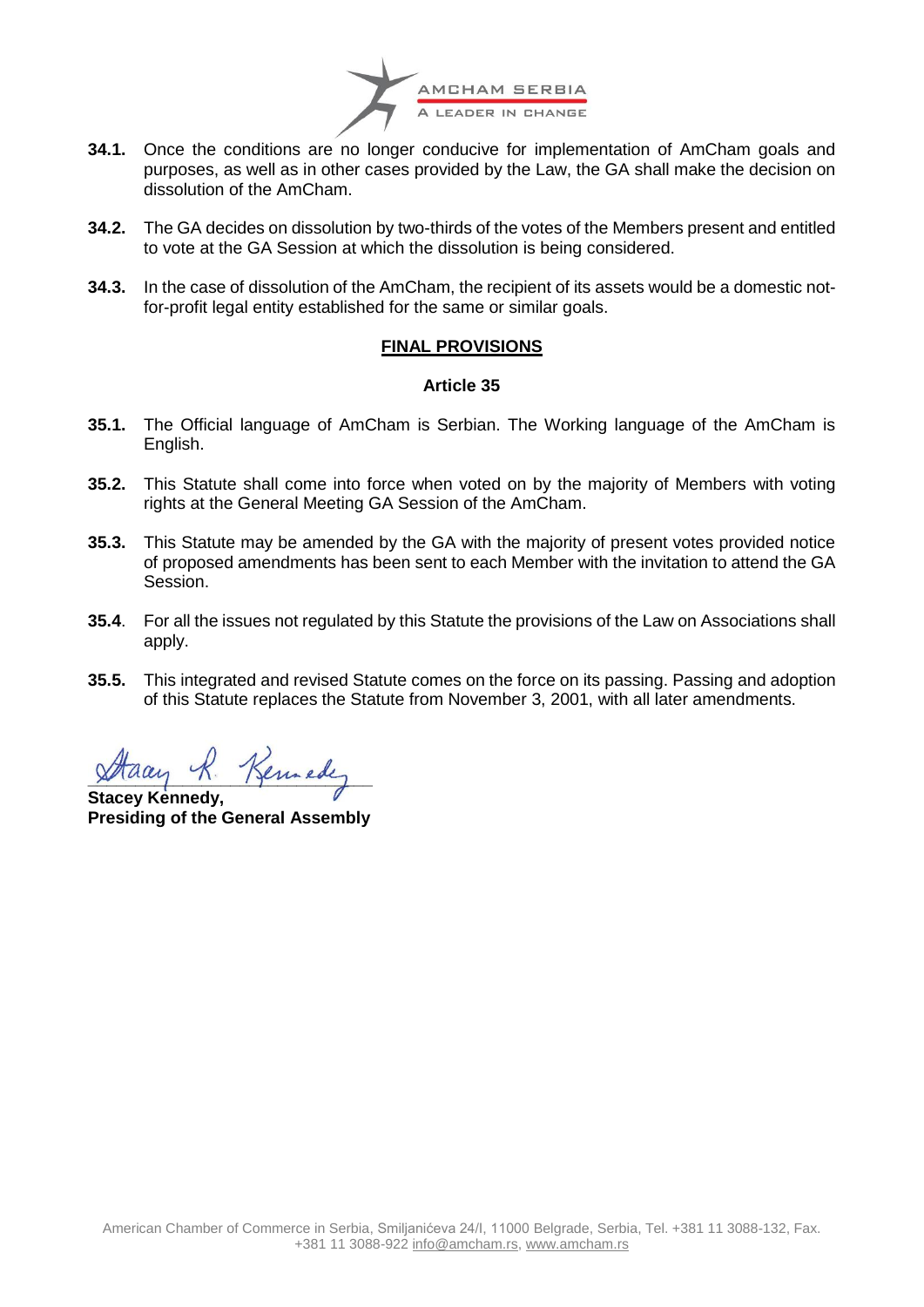**34.1.** Once the conditions are no longer conducive for implementation of AmCham goals and purposes, as well as in other cases provided by the Law, the GA shall make the decision on dissolution of the AmCham.

**34.2.** The GA decides on dissolution by two-thirds of the votes of the Members present and entitled to vote at the GA Session at which the dissolution is being considered.

**34.3.** In the case of dissolution of the AmCham, the recipient of its assets would be a domestic not-for-profit legal entity established for the same or similar goals.

## FINAL PROVISIONS

### Article 35

**35.1.** The Official language of AmCham is Serbian. The Working language of the AmCham is English.

**35.2.** This Statute shall come into force when voted on by the majority of Members with voting rights at the General Meeting GA Session of the AmCham.

**35.3.** This Statute may be amended by the GA with the majority of present votes provided notice of proposed amendments has been sent to each Member with the invitation to attend the GA Session.

**35.4**. For all the issues not regulated by this Statute the provisions of the Law on Associations shall apply.

**35.5.** This integrated and revised Statute comes on the force on its passing. Passing and adoption of this Statute replaces the Statute from November 3, 2001, with all later amendments.

Stacey R. Kennedy

**Stacey Kennedy,**
**Presiding of the General Assembly**